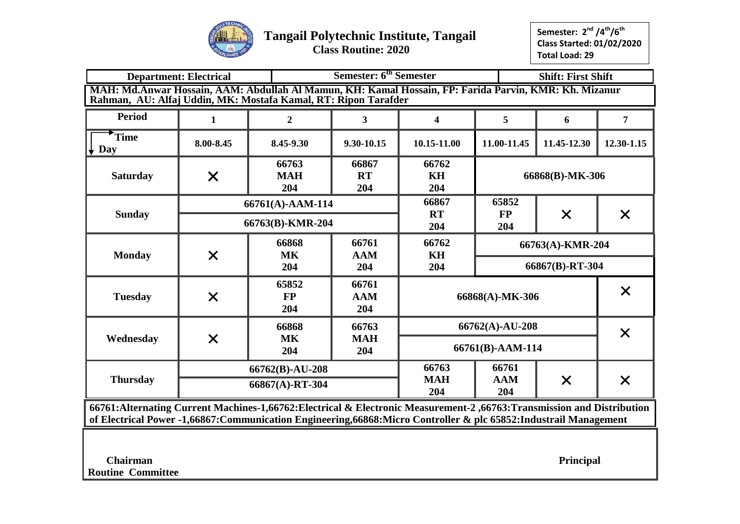# Tangail Polytechnic Institute, Tangail

**Class Routine: 2020**

Semester: $2^{nd}$ /$4^{th}$/$6^{th}$
Class Started: 01/02/2020
Total Load: 29

| Department: Electrical | Semester: $6^{th}$ Semester | Shift: First Shift |
|---|---|---|

**MAH: Md.Anwar Hossain, AAM: Abdullah Al Mamun, KH: Kamal Hossain, FP: Farida Parvin, KMR: Kh. Mizanur Rahman, AU: Alfaj Uddin, MK: Mostafa Kamal, RT: Ripon Tarafder**

| Period | 1 | 2 | 3 | 4 | 5 | 6 | 7 |
|---|---|---|---|---|---|---|---|
| Time / Day | 8.00-8.45 | 8.45-9.30 | 9.30-10.15 | 10.15-11.00 | 11.00-11.45 | 11.45-12.30 | 12.30-1.15 |
| Saturday | × | 66763 MAH 204 | 66867 RT 204 | 66762 KH 204 | 66868(B)-MK-306 | | |
| Sunday | 66761(A)-AAM-114 / 66763(B)-KMR-204 | | | 66867 RT 204 | 65852 FP 204 | × | × |
| Monday | × | 66868 MK 204 | 66761 AAM 204 | 66762 KH 204 | 66763(A)-KMR-204 / 66867(B)-RT-304 | | |
| Tuesday | × | 65852 FP 204 | 66761 AAM 204 | 66868(A)-MK-306 | | | × |
| Wednesday | × | 66868 MK 204 | 66763 MAH 204 | 66762(A)-AU-208 / 66761(B)-AAM-114 | | | × |
| Thursday | 66762(B)-AU-208 / 66867(A)-RT-304 | | | 66763 MAH 204 | 66761 AAM 204 | × | × |

**66761:Alternating Current Machines-1,66762:Electrical & Electronic Measurement-2 ,66763:Transmission and Distribution of Electrical Power -1,66867:Communication Engineering,66868:Micro Controller & plc 65852:Industrail Management**

**Chairman**
**Routine Committee**

**Principal**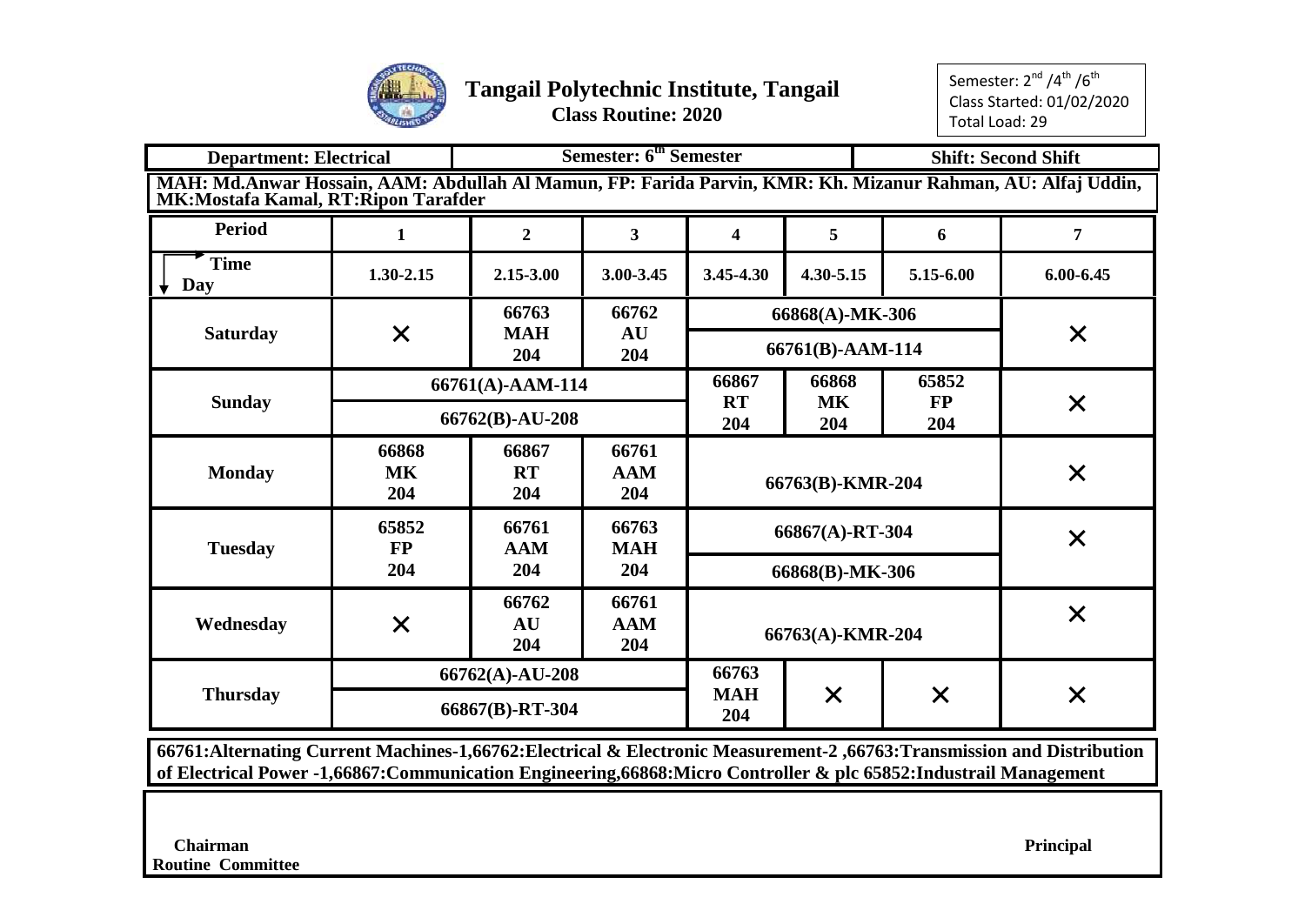# Tangail Polytechnic Institute, Tangail

**Class Routine: 2020**

Semester: 2nd /4th /6th
Class Started: 01/02/2020
Total Load: 29

| Department: Electrical | Semester: 6th Semester | Shift: Second Shift |
|---|---|---|

**MAH: Md.Anwar Hossain, AAM: Abdullah Al Mamun, FP: Farida Parvin, KMR: Kh. Mizanur Rahman, AU: Alfaj Uddin, MK:Mostafa Kamal, RT:Ripon Tarafder**

| Period | 1 | 2 | 3 | 4 | 5 | 6 | 7 |
|---|---|---|---|---|---|---|---|
| Time / Day | 1.30-2.15 | 2.15-3.00 | 3.00-3.45 | 3.45-4.30 | 4.30-5.15 | 5.15-6.00 | 6.00-6.45 |
| Saturday | × | 66763 MAH 204 | 66762 AU 204 | 66868(A)-MK-306 / 66761(B)-AAM-114 | | | × |
| Sunday | 66761(A)-AAM-114 / 66762(B)-AU-208 | | | 66867 RT 204 | 66868 MK 204 | 65852 FP 204 | × |
| Monday | 66868 MK 204 | 66867 RT 204 | 66761 AAM 204 | 66763(B)-KMR-204 | | | × |
| Tuesday | 65852 FP 204 | 66761 AAM 204 | 66763 MAH 204 | 66867(A)-RT-304 / 66868(B)-MK-306 | | | × |
| Wednesday | × | 66762 AU 204 | 66761 AAM 204 | 66763(A)-KMR-204 | | | × |
| Thursday | 66762(A)-AU-208 / 66867(B)-RT-304 | | | 66763 MAH 204 | × | × | × |

**66761:Alternating Current Machines-1,66762:Electrical & Electronic Measurement-2 ,66763:Transmission and Distribution of Electrical Power -1,66867:Communication Engineering,66868:Micro Controller & plc 65852:Industrail Management**

**Chairman**
**Routine Committee**

**Principal**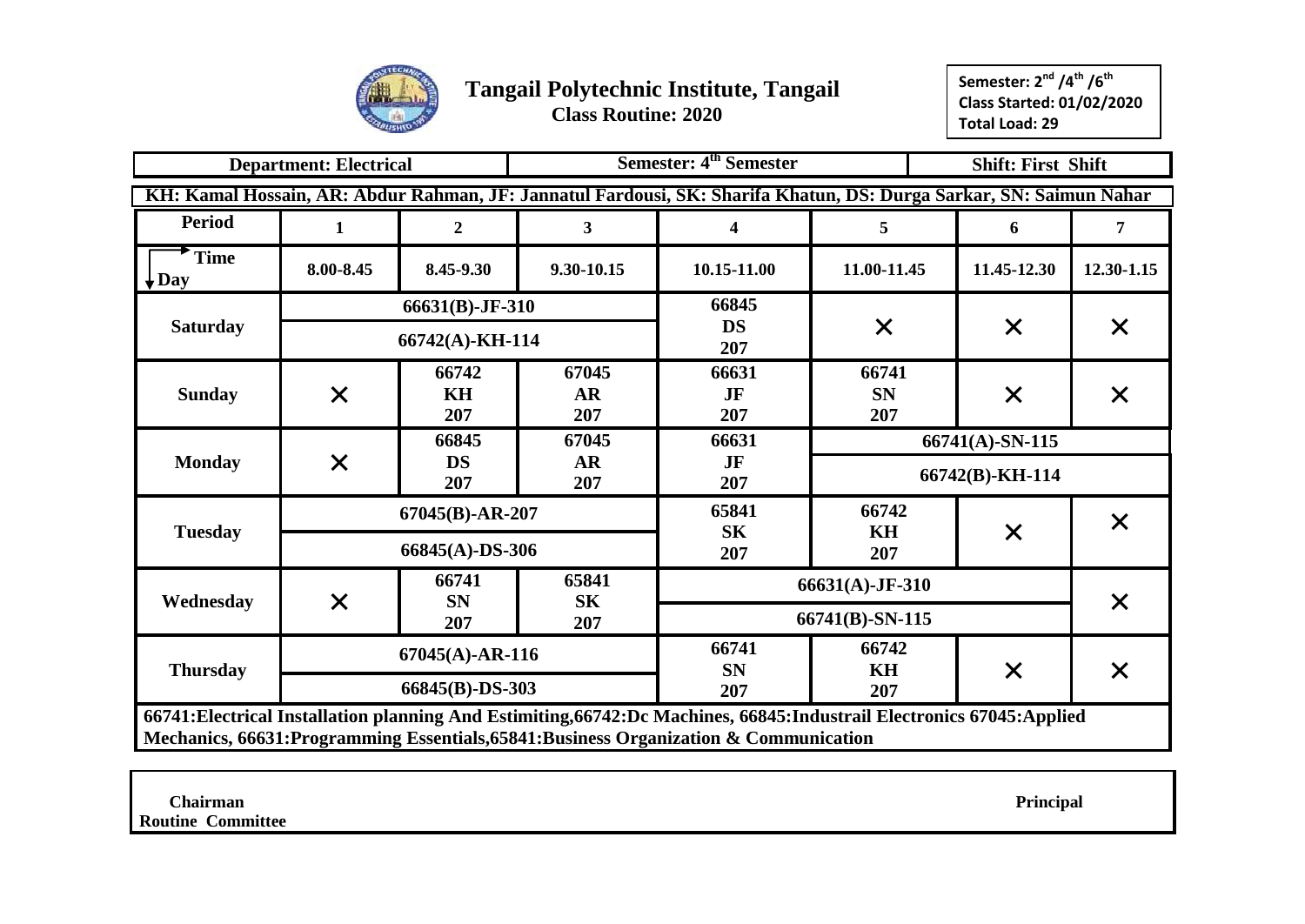# Tangail Polytechnic Institute, Tangail

**Class Routine: 2020**

**Semester: 2nd /4th /6th**
**Class Started: 01/02/2020**
**Total Load: 29**

| Department: Electrical | Semester: 4th Semester | Shift: First Shift |
|---|---|---|

**KH: Kamal Hossain, AR: Abdur Rahman, JF: Jannatul Fardousi, SK: Sharifa Khatun, DS: Durga Sarkar, SN: Saimun Nahar**

| Period | 1 | 2 | 3 | 4 | 5 | 6 | 7 |
|---|---|---|---|---|---|---|---|
| Time / Day | 8.00-8.45 | 8.45-9.30 | 9.30-10.15 | 10.15-11.00 | 11.00-11.45 | 11.45-12.30 | 12.30-1.15 |
| Saturday | 66631(B)-JF-310 / 66742(A)-KH-114 | | | 66845 DS 207 | × | × | × |
| Sunday | × | 66742 KH 207 | 67045 AR 207 | 66631 JF 207 | 66741 SN 207 | × | × |
| Monday | × | 66845 DS 207 | 67045 AR 207 | 66631 JF 207 | 66741(A)-SN-115 / 66742(B)-KH-114 | | |
| Tuesday | 67045(B)-AR-207 / 66845(A)-DS-306 | | | 65841 SK 207 | 66742 KH 207 | × | × |
| Wednesday | × | 66741 SN 207 | 65841 SK 207 | 66631(A)-JF-310 / 66741(B)-SN-115 | | | × |
| Thursday | 67045(A)-AR-116 / 66845(B)-DS-303 | | | 66741 SN 207 | 66742 KH 207 | × | × |

66741:Electrical Installation planning And Estimiting,66742:Dc Machines, 66845:Industrail Electronics 67045:Applied Mechanics, 66631:Programming Essentials,65841:Business Organization & Communication

**Chairman**
**Routine Committee**

**Principal**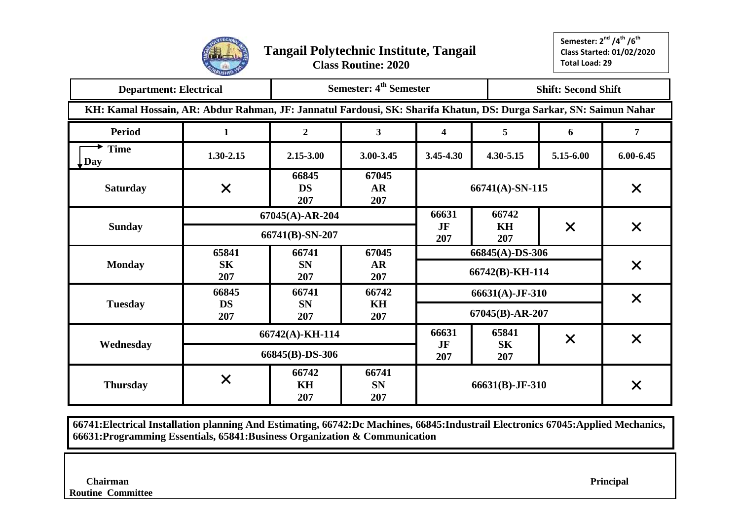# Tangail Polytechnic Institute, Tangail

**Class Routine: 2020**

Semester: 2nd /4th /6th
Class Started: 01/02/2020
Total Load: 29

| Department: Electrical | Semester: 4th Semester | Shift: Second Shift |
|---|---|---|

**KH: Kamal Hossain, AR: Abdur Rahman, JF: Jannatul Fardousi, SK: Sharifa Khatun, DS: Durga Sarkar, SN: Saimun Nahar**

| Period | 1 | 2 | 3 | 4 | 5 | 6 | 7 |
|---|---|---|---|---|---|---|---|
| Time / Day | 1.30-2.15 | 2.15-3.00 | 3.00-3.45 | 3.45-4.30 | 4.30-5.15 | 5.15-6.00 | 6.00-6.45 |
| Saturday | × | 66845 DS 207 | 67045 AR 207 | 66741(A)-SN-115 | | | × |
| Sunday | 67045(A)-AR-204 / 66741(B)-SN-207 | | | 66631 JF 207 | 66742 KH 207 | × | × |
| Monday | 65841 SK 207 | 66741 SN 207 | 67045 AR 207 | 66845(A)-DS-306 / 66742(B)-KH-114 | | | × |
| Tuesday | 66845 DS 207 | 66741 SN 207 | 66742 KH 207 | 66631(A)-JF-310 / 67045(B)-AR-207 | | | × |
| Wednesday | 66742(A)-KH-114 / 66845(B)-DS-306 | | | 66631 JF 207 | 65841 SK 207 | × | × |
| Thursday | × | 66742 KH 207 | 66741 SN 207 | 66631(B)-JF-310 | | | × |

**66741:Electrical Installation planning And Estimating, 66742:Dc Machines, 66845:Industrail Electronics 67045:Applied Mechanics, 66631:Programming Essentials, 65841:Business Organization & Communication**

**Chairman**
**Routine Committee**

**Principal**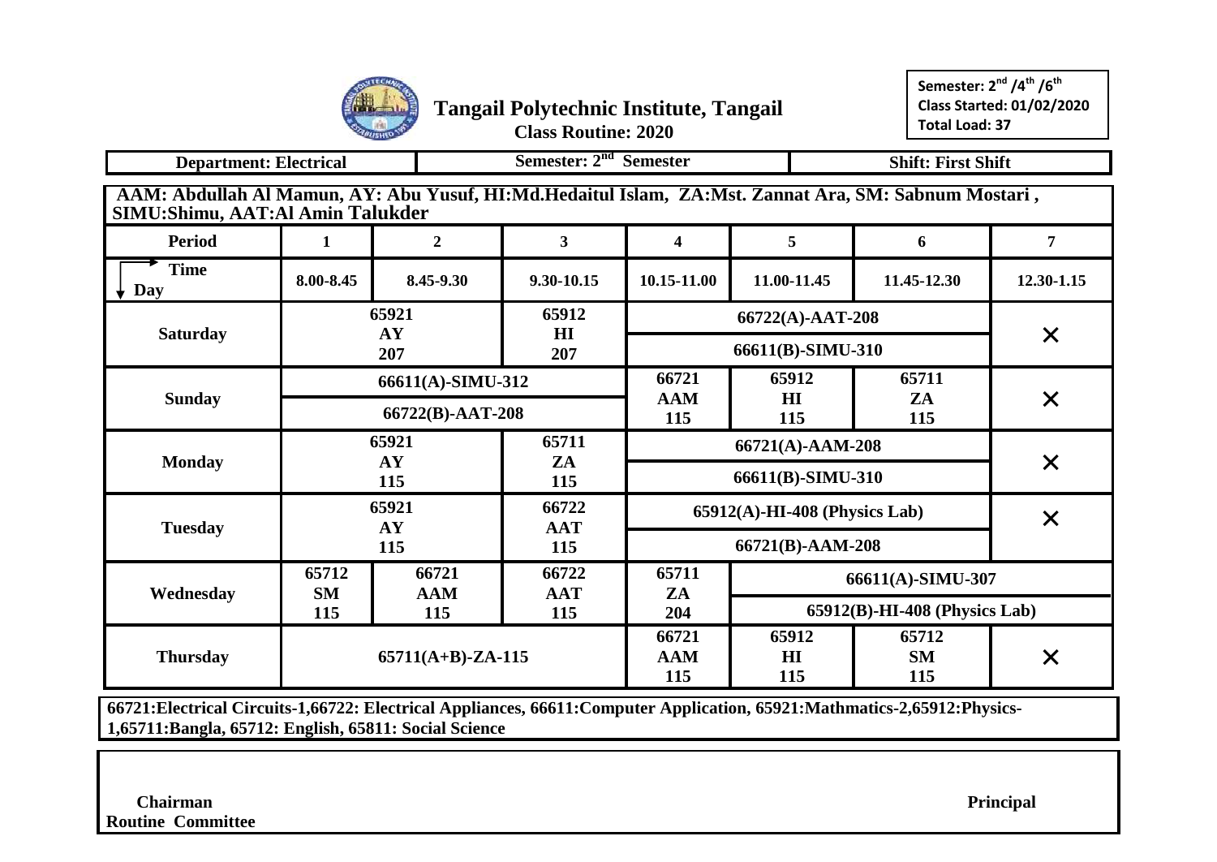# Tangail Polytechnic Institute, Tangail

**Class Routine: 2020**

**Semester: 2nd /4th /6th**
**Class Started: 01/02/2020**
**Total Load: 37**

| Department: Electrical | Semester: 2nd Semester | Shift: First Shift |
|---|---|---|

**AAM: Abdullah Al Mamun, AY: Abu Yusuf, HI:Md.Hedaitul Islam, ZA:Mst. Zannat Ara, SM: Sabnum Mostari , SIMU:Shimu, AAT:Al Amin Talukder**

| Period | 1 | 2 | 3 | 4 | 5 | 6 | 7 |
|---|---|---|---|---|---|---|---|
| Time → / Day ↓ | 8.00-8.45 | 8.45-9.30 | 9.30-10.15 | 10.15-11.00 | 11.00-11.45 | 11.45-12.30 | 12.30-1.15 |
| Saturday | 65921 AY 207 | | 65912 HI 207 | 66722(A)-AAT-208 / 66611(B)-SIMU-310 | | | × |
| Sunday | 66611(A)-SIMU-312 / 66722(B)-AAT-208 | | | 66721 AAM 115 | 65912 HI 115 | 65711 ZA 115 | × |
| Monday | 65921 AY 115 | | 65711 ZA 115 | 66721(A)-AAM-208 / 66611(B)-SIMU-310 | | | × |
| Tuesday | 65921 AY 115 | | 66722 AAT 115 | 65912(A)-HI-408 (Physics Lab) / 66721(B)-AAM-208 | | | × |
| Wednesday | 65712 SM 115 | 66721 AAM 115 | 66722 AAT 115 | 65711 ZA 204 | 66611(A)-SIMU-307 / 65912(B)-HI-408 (Physics Lab) | | |
| Thursday | 65711(A+B)-ZA-115 | | | 66721 AAM 115 | 65912 HI 115 | 65712 SM 115 | × |

**66721:Electrical Circuits-1,66722: Electrical Appliances, 66611:Computer Application, 65921:Mathmatics-2,65912:Physics-1,65711:Bangla, 65712: English, 65811: Social Science**

**Chairman**
**Routine Committee**

**Principal**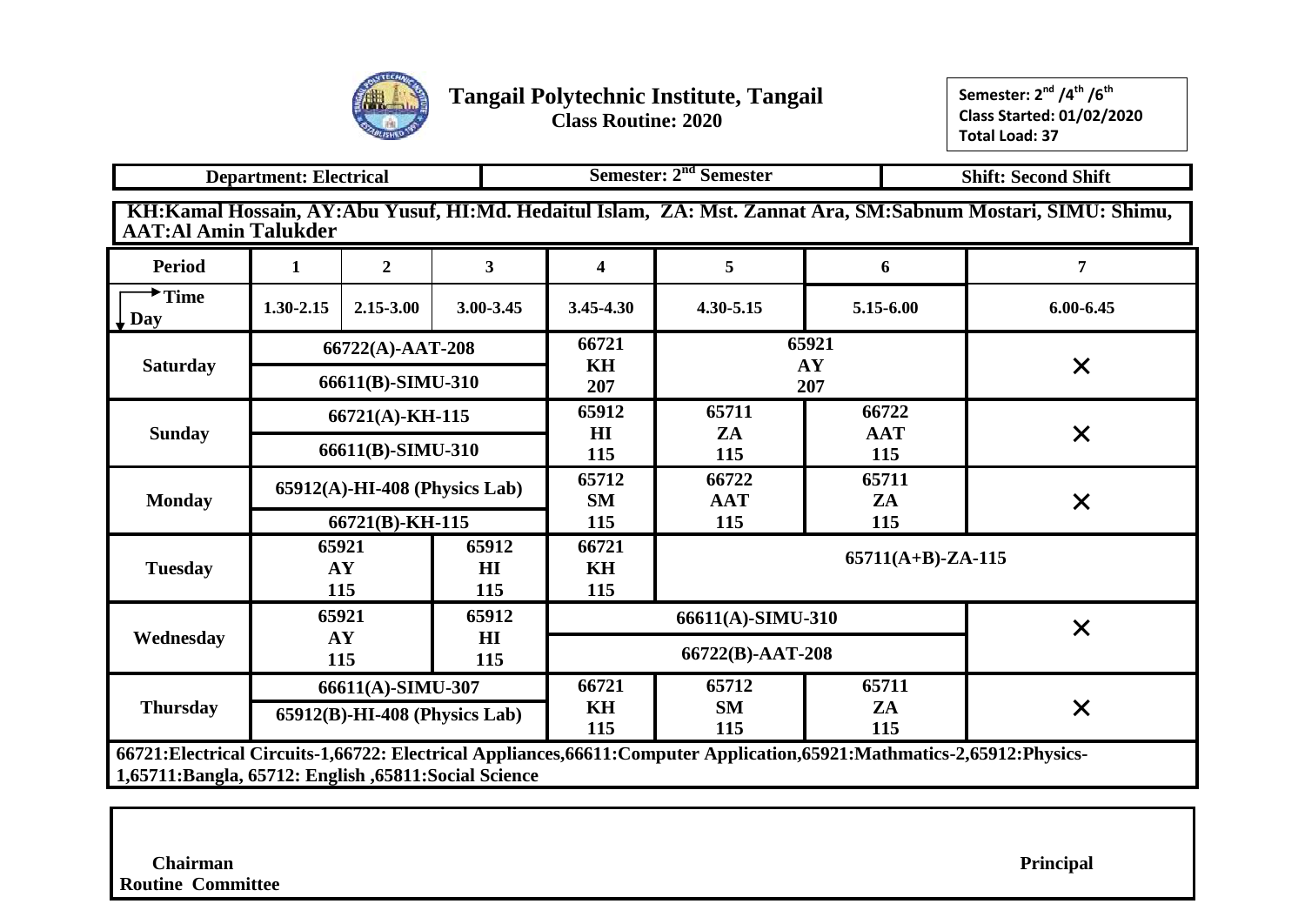# Tangail Polytechnic Institute, Tangail

**Class Routine: 2020**

**Semester: 2nd /4th /6th**
**Class Started: 01/02/2020**
**Total Load: 37**

| Department: Electrical | Semester: 2nd Semester | Shift: Second Shift |
|---|---|---|

**KH:Kamal Hossain, AY:Abu Yusuf, HI:Md. Hedaitul Islam, ZA: Mst. Zannat Ara, SM:Sabnum Mostari, SIMU: Shimu, AAT:Al Amin Talukder**

| Period | 1 | 2 | 3 | 4 | 5 | 6 | 7 |
|---|---|---|---|---|---|---|---|
| Time / Day | 1.30-2.15 | 2.15-3.00 | 3.00-3.45 | 3.45-4.30 | 4.30-5.15 | 5.15-6.00 | 6.00-6.45 |
| Saturday | 66722(A)-AAT-208 / 66611(B)-SIMU-310 | | | 66721 KH 207 | 65921 AY 207 | | × |
| Sunday | 66721(A)-KH-115 / 66611(B)-SIMU-310 | | | 65912 HI 115 | 65711 ZA 115 | 66722 AAT 115 | × |
| Monday | 65912(A)-HI-408 (Physics Lab) / 66721(B)-KH-115 | | | 65712 SM 115 | 66722 AAT 115 | 65711 ZA 115 | × |
| Tuesday | 65921 AY 115 | | 65912 HI 115 | 66721 KH 115 | 65711(A+B)-ZA-115 | | |
| Wednesday | 65921 AY 115 | | 65912 HI 115 | 66611(A)-SIMU-310 / 66722(B)-AAT-208 | | | × |
| Thursday | 66611(A)-SIMU-307 / 65912(B)-HI-408 (Physics Lab) | | | 66721 KH 115 | 65712 SM 115 | 65711 ZA 115 | × |

**66721:Electrical Circuits-1,66722: Electrical Appliances,66611:Computer Application,65921:Mathmatics-2,65912:Physics-1,65711:Bangla, 65712: English ,65811:Social Science**

**Chairman**
**Routine Committee**

**Principal**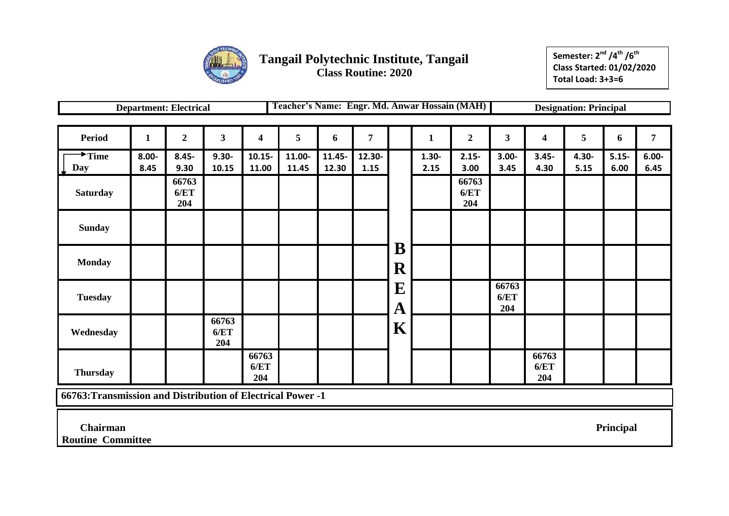# Tangail Polytechnic Institute, Tangail

**Class Routine: 2020**

**Semester: 2nd /4th /6th**
**Class Started: 01/02/2020**
**Total Load: 3+3=6**

**Department: Electrical** | **Teacher's Name: Engr. Md. Anwar Hossain (MAH)** | **Designation: Principal**

| Period | 1 | 2 | 3 | 4 | 5 | 6 | 7 | | 1 | 2 | 3 | 4 | 5 | 6 | 7 |
|---|---|---|---|---|---|---|---|---|---|---|---|---|---|---|---|
| Time / Day | 8.00-8.45 | 8.45-9.30 | 9.30-10.15 | 10.15-11.00 | 11.00-11.45 | 11.45-12.30 | 12.30-1.15 | | 1.30-2.15 | 2.15-3.00 | 3.00-3.45 | 3.45-4.30 | 4.30-5.15 | 5.15-6.00 | 6.00-6.45 |
| Saturday | | 66763 6/ET 204 | | | | | | B | | 66763 6/ET 204 | | | | | |
| Sunday | | | | | | | | R | | | | | | | |
| Monday | | | | | | | | E | | | | | | | |
| Tuesday | | | | | | | | A | | | 66763 6/ET 204 | | | | |
| Wednesday | | | 66763 6/ET 204 | | | | | K | | | | | | | |
| Thursday | | | | 66763 6/ET 204 | | | | | | | | 66763 6/ET 204 | | | |

**66763:Transmission and Distribution of Electrical Power -1**

**Chairman**
**Routine Committee**

**Principal**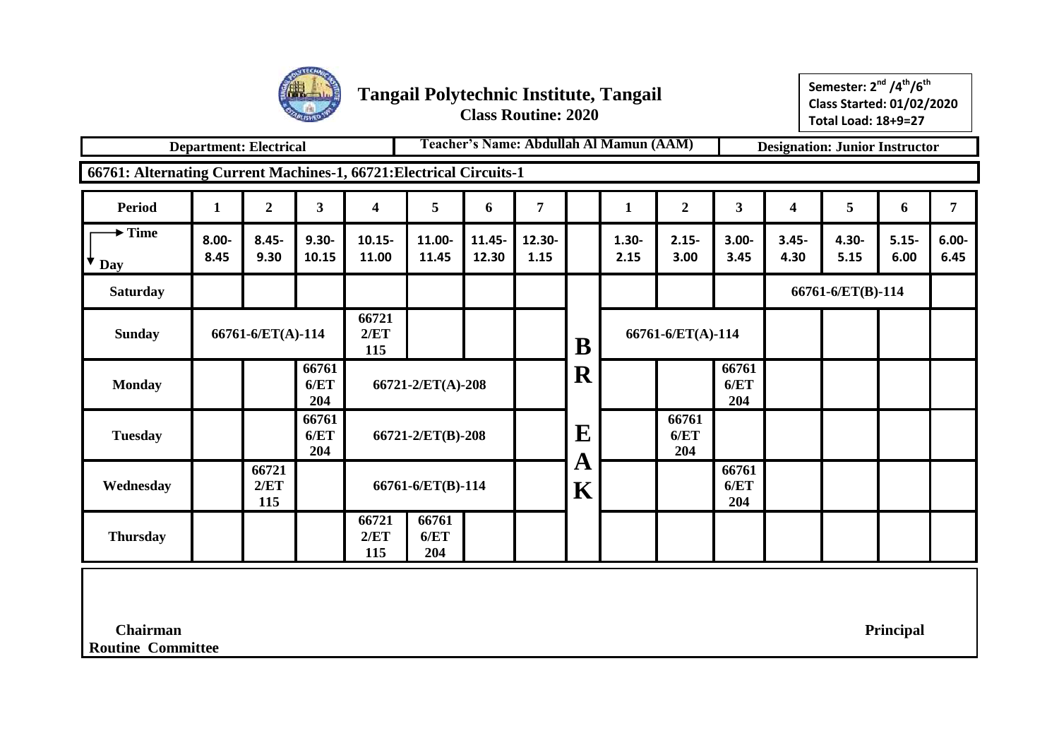# Tangail Polytechnic Institute, Tangail

**Class Routine: 2020**

**Semester: 2nd /4th/6th**
**Class Started: 01/02/2020**
**Total Load: 18+9=27**

| **Department: Electrical** | **Teacher's Name: Abdullah Al Mamun (AAM)** | **Designation: Junior Instructor** |
|---|---|---|

**66761: Alternating Current Machines-1, 66721:Electrical Circuits-1**

| Period | 1 | 2 | 3 | 4 | 5 | 6 | 7 | | 1 | 2 | 3 | 4 | 5 | 6 | 7 |
|---|---|---|---|---|---|---|---|---|---|---|---|---|---|---|---|
| Time / Day | 8.00-8.45 | 8.45-9.30 | 9.30-10.15 | 10.15-11.00 | 11.00-11.45 | 11.45-12.30 | 12.30-1.15 | | 1.30-2.15 | 2.15-3.00 | 3.00-3.45 | 3.45-4.30 | 4.30-5.15 | 5.15-6.00 | 6.00-6.45 |
| Saturday | | | | | | | | BREAK | | | | 66761-6/ET(B)-114 | | | |
| Sunday | 66761-6/ET(A)-114 | | | 66721 2/ET 115 | | | | | 66761-6/ET(A)-114 | | | | | | |
| Monday | | | 66761 6/ET 204 | 66721-2/ET(A)-208 | | | | | | | 66761 6/ET 204 | | | | |
| Tuesday | | | 66761 6/ET 204 | 66721-2/ET(B)-208 | | | | | | 66761 6/ET 204 | | | | | |
| Wednesday | | 66721 2/ET 115 | | 66761-6/ET(B)-114 | | | | | | | 66761 6/ET 204 | | | | |
| Thursday | | | | 66721 2/ET 115 | 66761 6/ET 204 | | | | | | | | | | |

**Chairman**
**Routine Committee**

**Principal**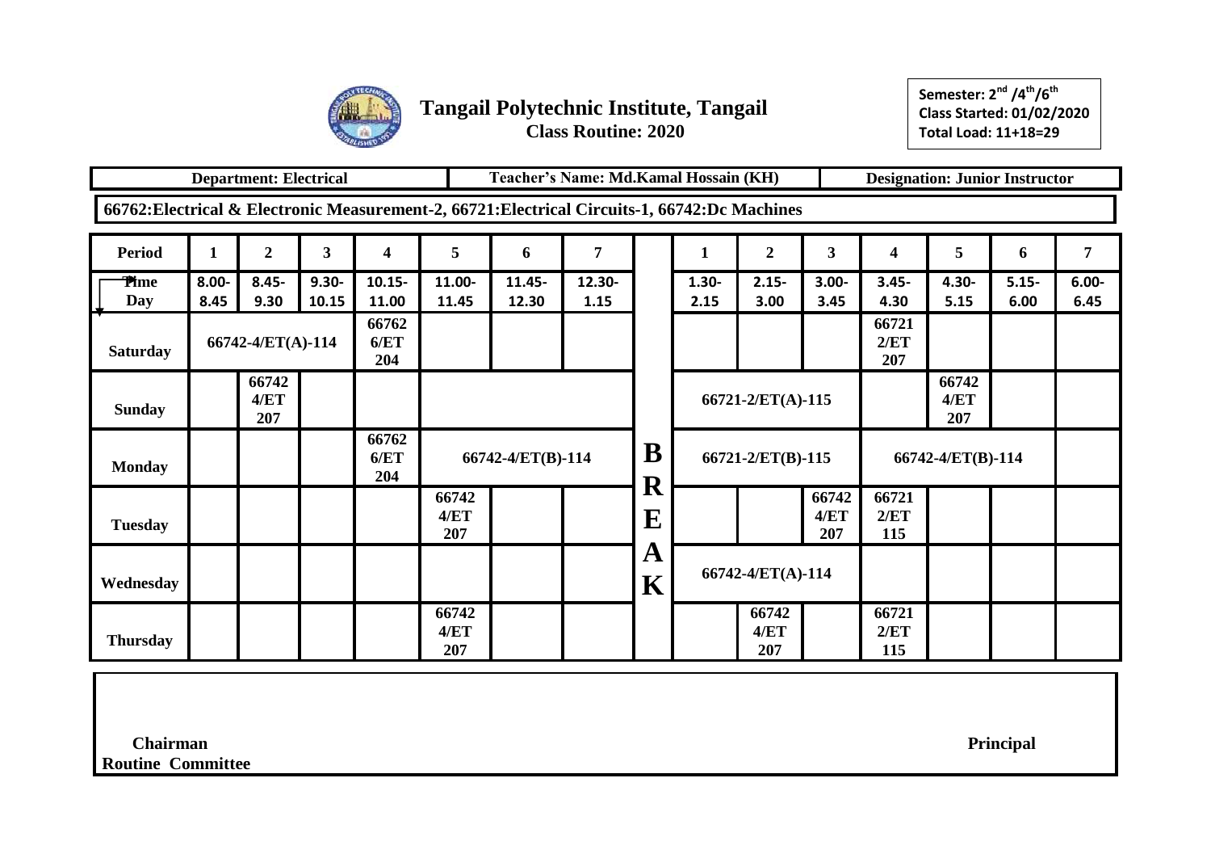# Tangail Polytechnic Institute, Tangail

**Class Routine: 2020**

**Semester: 2nd /4th/6th**
**Class Started: 01/02/2020**
**Total Load: 11+18=29**

| Department: Electrical | Teacher's Name: Md.Kamal Hossain (KH) | Designation: Junior Instructor |
|---|---|---|

**66762:Electrical & Electronic Measurement-2, 66721:Electrical Circuits-1, 66742:Dc Machines**

| Period | 1 | 2 | 3 | 4 | 5 | 6 | 7 | | 1 | 2 | 3 | 4 | 5 | 6 | 7 |
|---|---|---|---|---|---|---|---|---|---|---|---|---|---|---|---|
| Time / Day | 8.00-8.45 | 8.45-9.30 | 9.30-10.15 | 10.15-11.00 | 11.00-11.45 | 11.45-12.30 | 12.30-1.15 | | 1.30-2.15 | 2.15-3.00 | 3.00-3.45 | 3.45-4.30 | 4.30-5.15 | 5.15-6.00 | 6.00-6.45 |
| Saturday | 66742-4/ET(A)-114 | | | 66762 6/ET 204 | | | | | | | | 66721 2/ET 207 | | | |
| Sunday | | 66742 4/ET 207 | | | | | | | 66721-2/ET(A)-115 | | | | 66742 4/ET 207 | | |
| Monday | | | | 66762 6/ET 204 | 66742-4/ET(B)-114 | | | B | 66721-2/ET(B)-115 | | | 66742-4/ET(B)-114 | | | |
| Tuesday | | | | | 66742 4/ET 207 | | | R E | | | 66742 4/ET 207 | 66721 2/ET 115 | | | |
| Wednesday | | | | | | | | A K | 66742-4/ET(A)-114 | | | | | | |
| Thursday | | | | | 66742 4/ET 207 | | | | | 66742 4/ET 207 | | 66721 2/ET 115 | | | |

**Chairman**
**Routine Committee**

**Principal**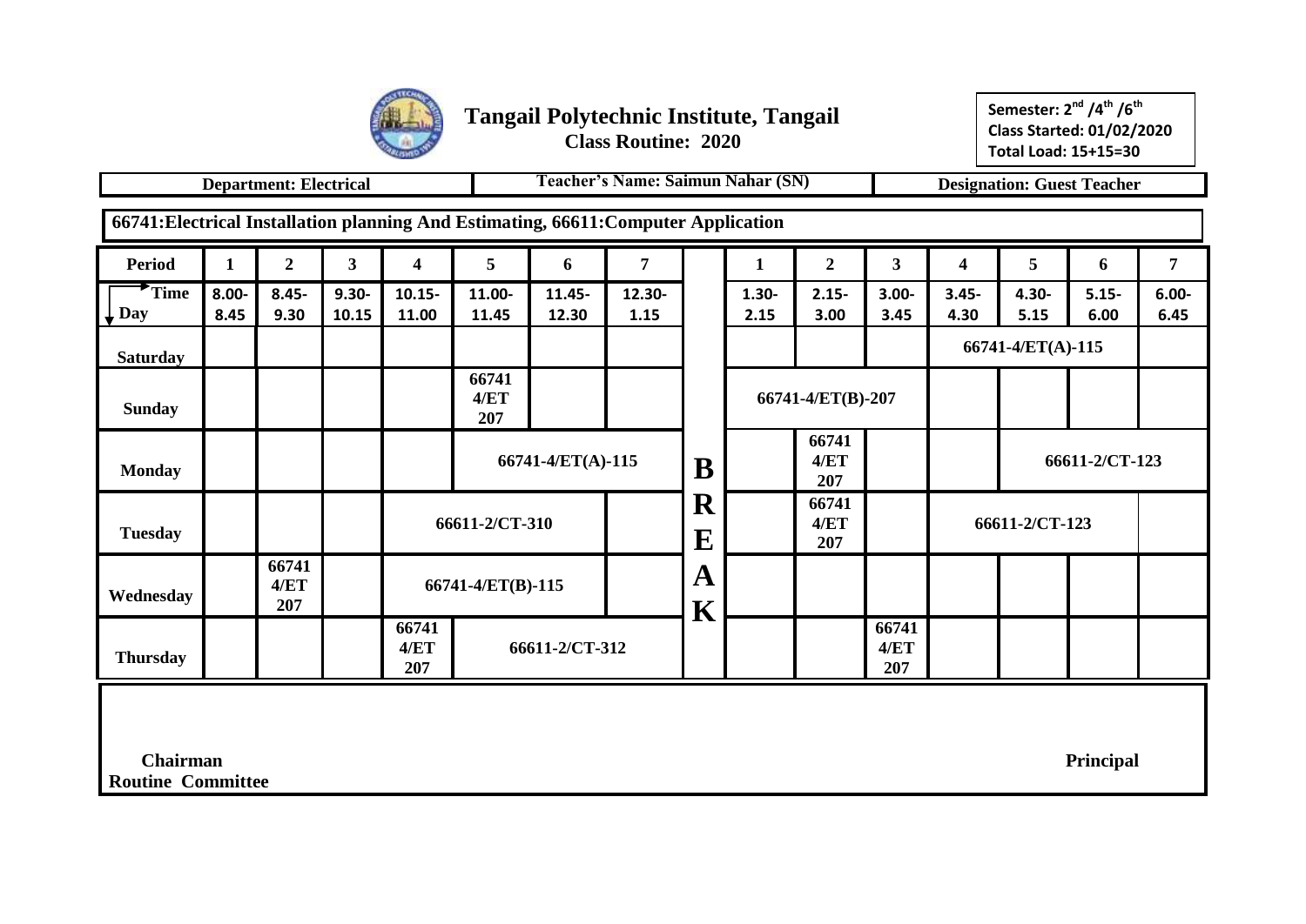# Tangail Polytechnic Institute, Tangail

**Class Routine: 2020**

**Semester: 2nd /4th /6th**
**Class Started: 01/02/2020**
**Total Load: 15+15=30**

| Department: Electrical | Teacher's Name: Saimun Nahar (SN) | Designation: Guest Teacher |
|---|---|---|

**66741:Electrical Installation planning And Estimating, 66611:Computer Application**

| Period | 1 | 2 | 3 | 4 | 5 | 6 | 7 | | 1 | 2 | 3 | 4 | 5 | 6 | 7 |
|---|---|---|---|---|---|---|---|---|---|---|---|---|---|---|---|
| Time / Day | 8.00-8.45 | 8.45-9.30 | 9.30-10.15 | 10.15-11.00 | 11.00-11.45 | 11.45-12.30 | 12.30-1.15 | | 1.30-2.15 | 2.15-3.00 | 3.00-3.45 | 3.45-4.30 | 4.30-5.15 | 5.15-6.00 | 6.00-6.45 |
| Saturday | | | | | | | | | | | | 66741-4/ET(A)-115 | | | |
| Sunday | | | | | 66741 4/ET 207 | | | | 66741-4/ET(B)-207 | | | | | | |
| Monday | | | | | 66741-4/ET(A)-115 | | | B | | 66741 4/ET 207 | | | 66611-2/CT-123 | | |
| Tuesday | | | | 66611-2/CT-310 | | | | R E | | 66741 4/ET 207 | | 66611-2/CT-123 | | | |
| Wednesday | | 66741 4/ET 207 | | 66741-4/ET(B)-115 | | | | A | | | | | | | |
| Thursday | | | | 66741 4/ET 207 | 66611-2/CT-312 | | | K | | | 66741 4/ET 207 | | | | |

**Chairman**
**Routine Committee**

**Principal**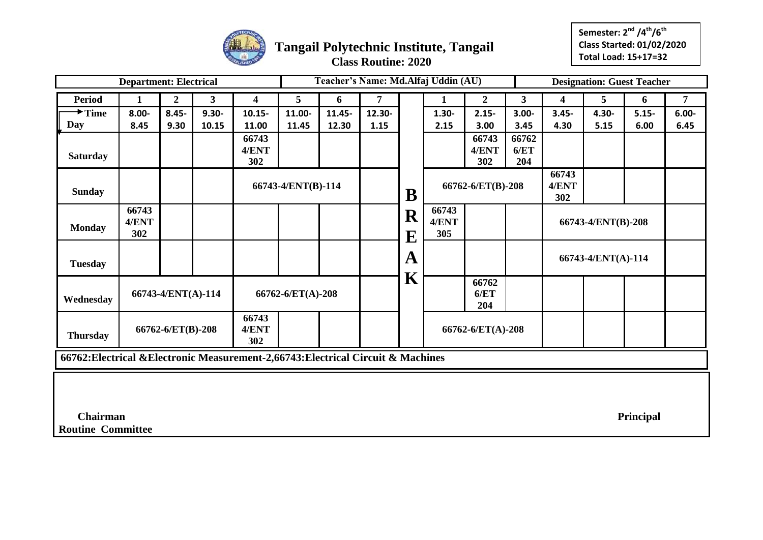# Tangail Polytechnic Institute, Tangail

**Class Routine: 2020**

**Semester: 2nd /4th/6th**
**Class Started: 01/02/2020**
**Total Load: 15+17=32**

| **Department: Electrical** | **Teacher's Name: Md.Alfaj Uddin (AU)** | **Designation: Guest Teacher** |
|---|---|---|

| Period | 1 | 2 | 3 | 4 | 5 | 6 | 7 | | 1 | 2 | 3 | 4 | 5 | 6 | 7 |
|---|---|---|---|---|---|---|---|---|---|---|---|---|---|---|---|
| Time / Day | 8.00-8.45 | 8.45-9.30 | 9.30-10.15 | 10.15-11.00 | 11.00-11.45 | 11.45-12.30 | 12.30-1.15 | | 1.30-2.15 | 2.15-3.00 | 3.00-3.45 | 3.45-4.30 | 4.30-5.15 | 5.15-6.00 | 6.00-6.45 |
| Saturday | | | | 66743 4/ENT 302 | | | | BREAK | | 66743 4/ENT 302 | 66762 6/ET 204 | | | | |
| Sunday | | | | 66743-4/ENT(B)-114 | | | | BREAK | 66762-6/ET(B)-208 | | | 66743 4/ENT 302 | | | |
| Monday | 66743 4/ENT 302 | | | | | | | BREAK | 66743 4/ENT 305 | | | 66743-4/ENT(B)-208 | | | |
| Tuesday | | | | | | | | BREAK | | | | 66743-4/ENT(A)-114 | | | |
| Wednesday | 66743-4/ENT(A)-114 | | | 66762-6/ET(A)-208 | | | | BREAK | | 66762 6/ET 204 | | | | | |
| Thursday | 66762-6/ET(B)-208 | | | 66743 4/ENT 302 | | | | BREAK | 66762-6/ET(A)-208 | | | | | | |

**66762:Electrical &Electronic Measurement-2,66743:Electrical Circuit & Machines**

**Chairman**
**Routine Committee**

**Principal**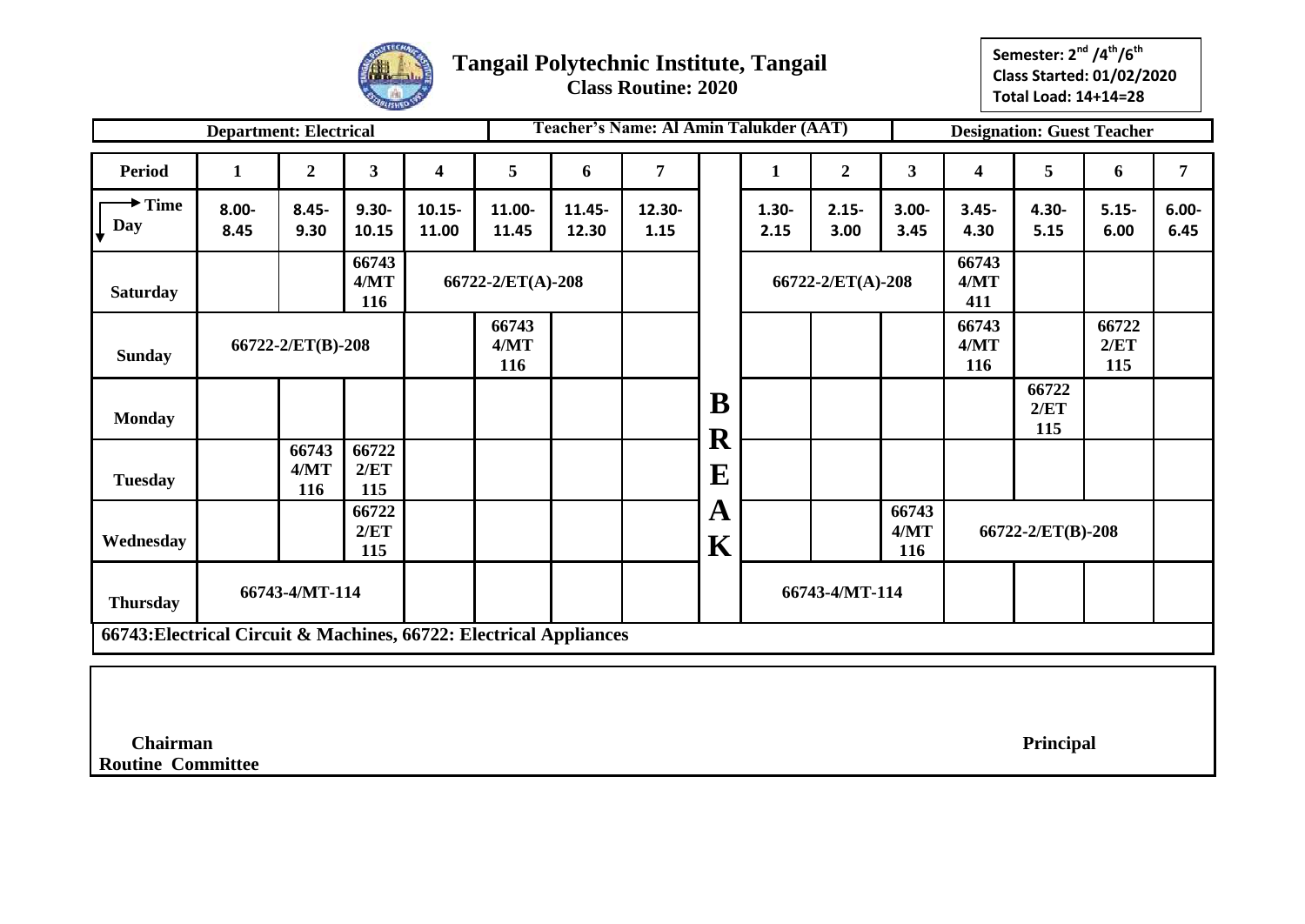# Tangail Polytechnic Institute, Tangail

**Class Routine: 2020**

**Semester: 2nd /4th/6th**
**Class Started: 01/02/2020**
**Total Load: 14+14=28**

| **Department: Electrical** | **Teacher's Name: Al Amin Talukder (AAT)** | **Designation: Guest Teacher** |
|---|---|---|

| Period | 1 | 2 | 3 | 4 | 5 | 6 | 7 | | 1 | 2 | 3 | 4 | 5 | 6 | 7 |
|---|---|---|---|---|---|---|---|---|---|---|---|---|---|---|---|
| Time / Day | 8.00-8.45 | 8.45-9.30 | 9.30-10.15 | 10.15-11.00 | 11.00-11.45 | 11.45-12.30 | 12.30-1.15 | | 1.30-2.15 | 2.15-3.00 | 3.00-3.45 | 3.45-4.30 | 4.30-5.15 | 5.15-6.00 | 6.00-6.45 |
| Saturday | | | 66743 4/MT 116 | 66722-2/ET(A)-208 | | | | | 66722-2/ET(A)-208 | | | 66743 4/MT 411 | | | |
| Sunday | 66722-2/ET(B)-208 | | | | 66743 4/MT 116 | | | | | | | 66743 4/MT 116 | | 66722 2/ET 115 | |
| Monday | | | | | | | | B | | | | | 66722 2/ET 115 | | |
| Tuesday | | 66743 4/MT 116 | 66722 2/ET 115 | | | | | R E | | | | | | | |
| Wednesday | | | 66722 2/ET 115 | | | | | A K | | | 66743 4/MT 116 | 66722-2/ET(B)-208 | | | |
| Thursday | 66743-4/MT-114 | | | | | | | | 66743-4/MT-114 | | | | | | |

**66743:Electrical Circuit & Machines, 66722: Electrical Appliances**

**Chairman**
**Routine Committee**

**Principal**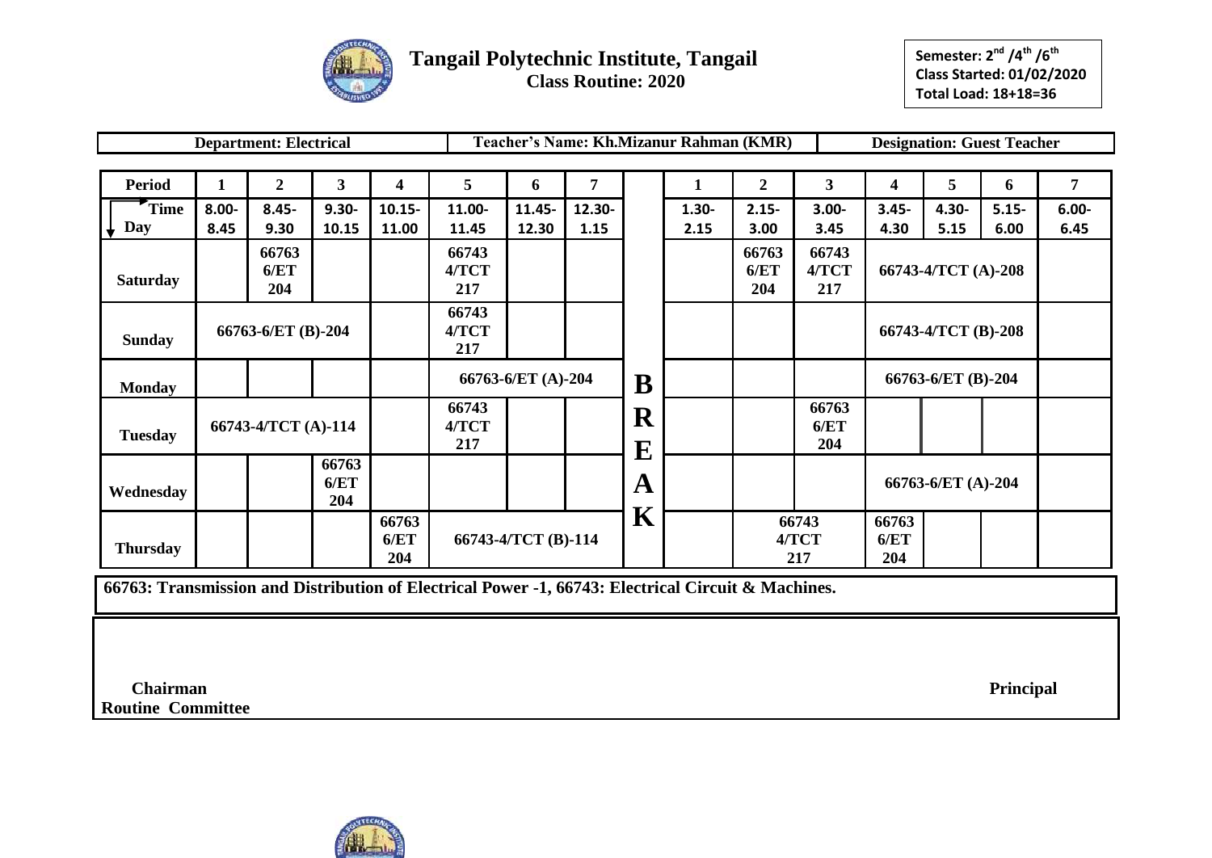# Tangail Polytechnic Institute, Tangail

**Class Routine: 2020**

**Semester: 2nd /4th /6th**
**Class Started: 01/02/2020**
**Total Load: 18+18=36**

| Department: Electrical | Teacher's Name: Kh.Mizanur Rahman (KMR) | Designation: Guest Teacher |
|---|---|---|

| Period | 1 | 2 | 3 | 4 | 5 | 6 | 7 | | 1 | 2 | 3 | 4 | 5 | 6 | 7 |
|---|---|---|---|---|---|---|---|---|---|---|---|---|---|---|---|
| Time / Day | 8.00-8.45 | 8.45-9.30 | 9.30-10.15 | 10.15-11.00 | 11.00-11.45 | 11.45-12.30 | 12.30-1.15 | | 1.30-2.15 | 2.15-3.00 | 3.00-3.45 | 3.45-4.30 | 4.30-5.15 | 5.15-6.00 | 6.00-6.45 |
| Saturday | | 66763 6/ET 204 | | | 66743 4/TCT 217 | | | | | 66763 6/ET 204 | 66743 4/TCT 217 | 66743-4/TCT (A)-208 | | | |
| Sunday | 66763-6/ET (B)-204 | | | | 66743 4/TCT 217 | | | | | | | 66743-4/TCT (B)-208 | | | |
| Monday | | | | | 66763-6/ET (A)-204 | | | B | | | | 66763-6/ET (B)-204 | | | |
| Tuesday | 66743-4/TCT (A)-114 | | | | 66743 4/TCT 217 | | | R E | | | 66763 6/ET 204 | | | | |
| Wednesday | | | 66763 6/ET 204 | | | | | A | | | | 66763-6/ET (A)-204 | | | |
| Thursday | | | | 66763 6/ET 204 | 66743-4/TCT (B)-114 | | | K | | 66743 4/TCT 217 | | 66763 6/ET 204 | | | |

**66763: Transmission and Distribution of Electrical Power -1, 66743: Electrical Circuit & Machines.**

**Chairman**
**Routine Committee**

**Principal**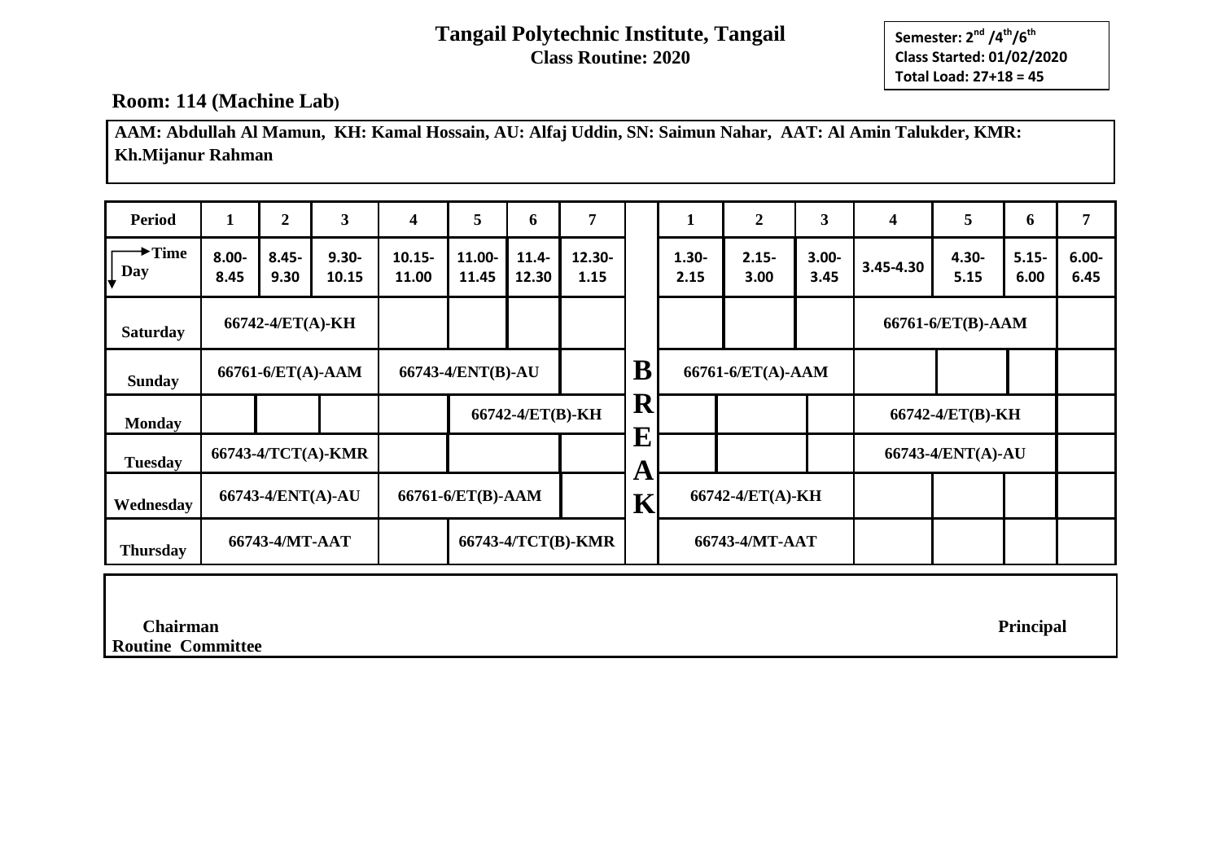# Tangail Polytechnic Institute, Tangail

**Class Routine: 2020**

**Semester: $2^{nd}$ /$4^{th}$/$6^{th}$**
**Class Started: 01/02/2020**
**Total Load: 27+18 = 45**

## Room: 114 (Machine Lab)

**AAM: Abdullah Al Mamun, KH: Kamal Hossain, AU: Alfaj Uddin, SN: Saimun Nahar, AAT: Al Amin Talukder, KMR: Kh.Mijanur Rahman**

| Period | 1 | 2 | 3 | 4 | 5 | 6 | 7 | | 1 | 2 | 3 | 4 | 5 | 6 | 7 |
|---|---|---|---|---|---|---|---|---|---|---|---|---|---|---|---|
| Time / Day | 8.00-8.45 | 8.45-9.30 | 9.30-10.15 | 10.15-11.00 | 11.00-11.45 | 11.4-12.30 | 12.30-1.15 | | 1.30-2.15 | 2.15-3.00 | 3.00-3.45 | 3.45-4.30 | 4.30-5.15 | 5.15-6.00 | 6.00-6.45 |
| Saturday | 66742-4/ET(A)-KH | | | | | | | | | | | 66761-6/ET(B)-AAM | | | |
| Sunday | 66761-6/ET(A)-AAM | | | 66743-4/ENT(B)-AU | | | | B | 66761-6/ET(A)-AAM | | | | | | |
| Monday | | | | | 66742-4/ET(B)-KH | | | R | | | | 66742-4/ET(B)-KH | | | |
| Tuesday | 66743-4/TCT(A)-KMR | | | | | | | E | | | | 66743-4/ENT(A)-AU | | | |
| Wednesday | 66743-4/ENT(A)-AU | | | 66761-6/ET(B)-AAM | | | | A K | 66742-4/ET(A)-KH | | | | | | |
| Thursday | 66743-4/MT-AAT | | | | 66743-4/TCT(B)-KMR | | | | 66743-4/MT-AAT | | | | | | |

**Chairman**
**Routine Committee**

**Principal**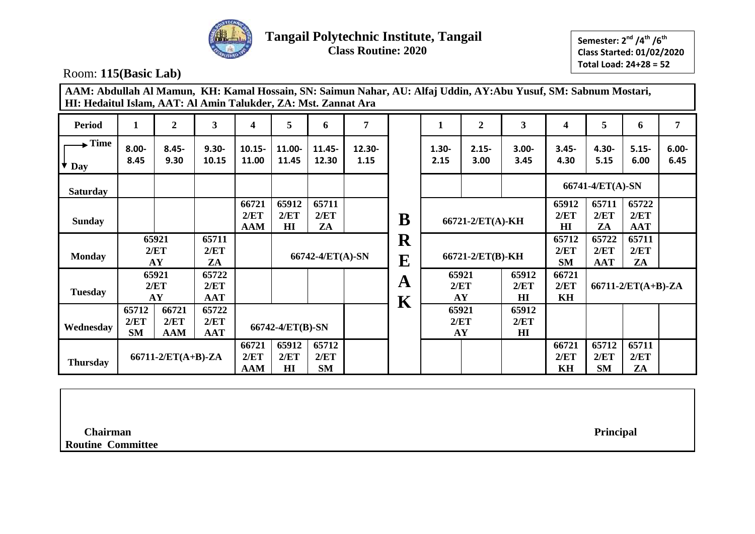# Tangail Polytechnic Institute, Tangail

**Class Routine: 2020**

**Semester: 2nd /4th /6th**
**Class Started: 01/02/2020**
**Total Load: 24+28 = 52**

Room: **115(Basic Lab)**

**AAM: Abdullah Al Mamun, KH: Kamal Hossain, SN: Saimun Nahar, AU: Alfaj Uddin, AY:Abu Yusuf, SM: Sabnum Mostari, HI: Hedaitul Islam, AAT: Al Amin Talukder, ZA: Mst. Zannat Ara**

| Period | 1 | 2 | 3 | 4 | 5 | 6 | 7 | | 1 | 2 | 3 | 4 | 5 | 6 | 7 |
|---|---|---|---|---|---|---|---|---|---|---|---|---|---|---|---|
| Time / Day | 8.00-8.45 | 8.45-9.30 | 9.30-10.15 | 10.15-11.00 | 11.00-11.45 | 11.45-12.30 | 12.30-1.15 | | 1.30-2.15 | 2.15-3.00 | 3.00-3.45 | 3.45-4.30 | 4.30-5.15 | 5.15-6.00 | 6.00-6.45 |
| Saturday | | | | | | | | | | | | 66741-4/ET(A)-SN | | | |
| Sunday | | | | 66721 2/ET AAM | 65912 2/ET HI | 65711 2/ET ZA | | B | 66721-2/ET(A)-KH | | | 65912 2/ET HI | 65711 2/ET ZA | 65722 2/ET AAT | |
| Monday | 65921 2/ET AY | | 65711 2/ET ZA | | 66742-4/ET(A)-SN | | | R E | 66721-2/ET(B)-KH | | | 65712 2/ET SM | 65722 2/ET AAT | 65711 2/ET ZA | |
| Tuesday | 65921 2/ET AY | | 65722 2/ET AAT | | | | | A | 65921 2/ET AY | | 65912 2/ET HI | 66721 2/ET KH | 66711-2/ET(A+B)-ZA | | |
| Wednesday | 65712 2/ET SM | 66721 2/ET AAM | 65722 2/ET AAT | 66742-4/ET(B)-SN | | | | K | 65921 2/ET AY | | 65912 2/ET HI | | | | |
| Thursday | 66711-2/ET(A+B)-ZA | | | 66721 2/ET AAM | 65912 2/ET HI | 65712 2/ET SM | | | | | | 66721 2/ET KH | 65712 2/ET SM | 65711 2/ET ZA | |

**Chairman**
**Routine Committee**

**Principal**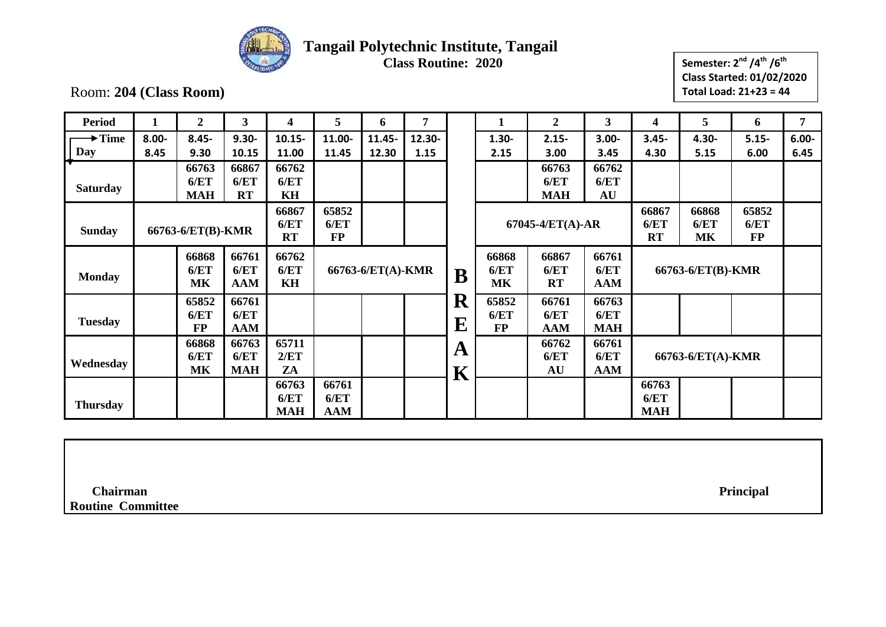# Tangail Polytechnic Institute, Tangail

**Class Routine: 2020**

Room: **204 (Class Room)**

**Semester: 2nd /4th /6th**
**Class Started: 01/02/2020**
**Total Load: 21+23 = 44**

| Period | 1 | 2 | 3 | 4 | 5 | 6 | 7 | | 1 | 2 | 3 | 4 | 5 | 6 | 7 |
|---|---|---|---|---|---|---|---|---|---|---|---|---|---|---|---|
| Time / Day | 8.00-8.45 | 8.45-9.30 | 9.30-10.15 | 10.15-11.00 | 11.00-11.45 | 11.45-12.30 | 12.30-1.15 | | 1.30-2.15 | 2.15-3.00 | 3.00-3.45 | 3.45-4.30 | 4.30-5.15 | 5.15-6.00 | 6.00-6.45 |
| Saturday | | 66763 6/ET MAH | 66867 6/ET RT | 66762 6/ET KH | | | | | | 66763 6/ET MAH | 66762 6/ET AU | | | | |
| Sunday | 66763-6/ET(B)-KMR | | | 66867 6/ET RT | 65852 6/ET FP | | | | 67045-4/ET(A)-AR | | | 66867 6/ET RT | 66868 6/ET MK | 65852 6/ET FP | |
| Monday | | 66868 6/ET MK | 66761 6/ET AAM | 66762 6/ET KH | 66763-6/ET(A)-KMR | | | B | 66868 6/ET MK | 66867 6/ET RT | 66761 6/ET AAM | 66763-6/ET(B)-KMR | | | |
| Tuesday | | 65852 6/ET FP | 66761 6/ET AAM | | | | | R E | 65852 6/ET FP | 66761 6/ET AAM | 66763 6/ET MAH | | | | |
| Wednesday | | 66868 6/ET MK | 66763 6/ET MAH | 65711 2/ET ZA | | | | A K | | 66762 6/ET AU | 66761 6/ET AAM | 66763-6/ET(A)-KMR | | | |
| Thursday | | | | 66763 6/ET MAH | 66761 6/ET AAM | | | | | | | 66763 6/ET MAH | | | |

**Chairman**
**Routine Committee**

**Principal**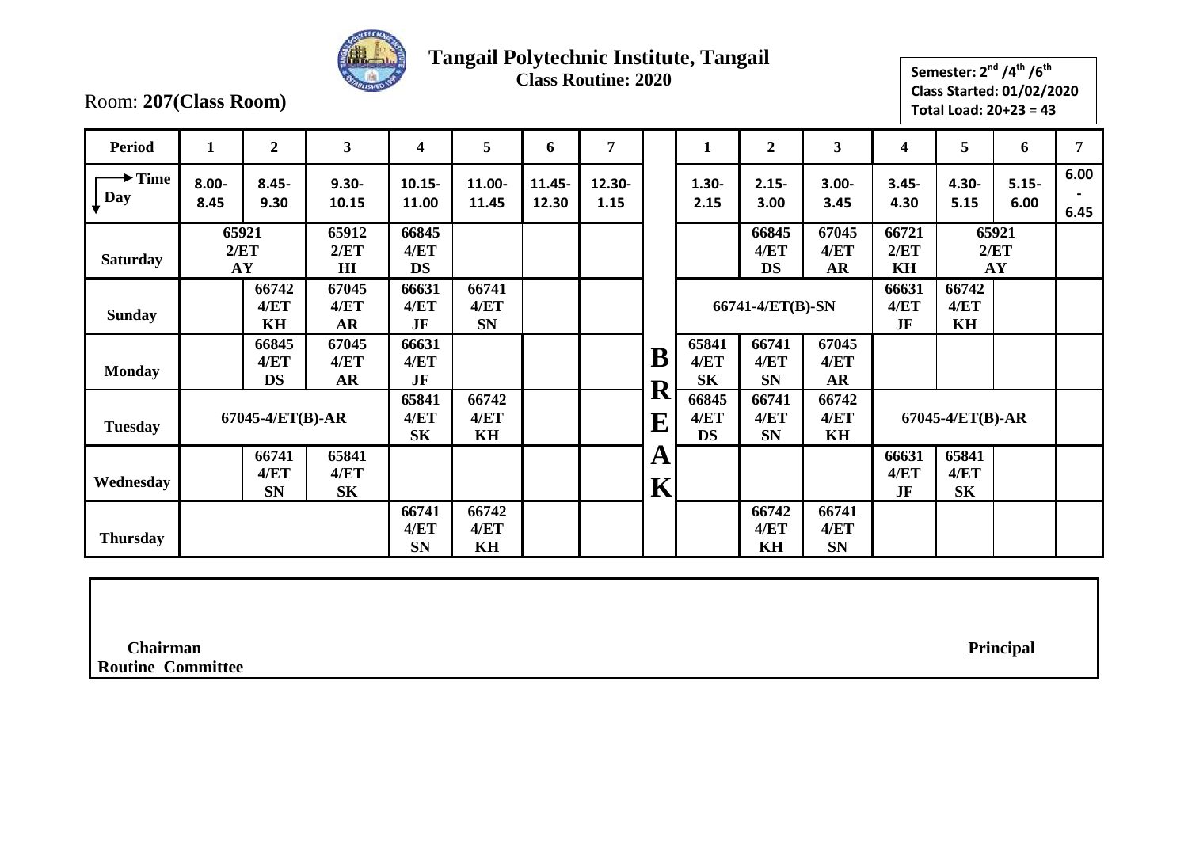# Tangail Polytechnic Institute, Tangail

**Class Routine: 2020**

Room: **207(Class Room)**

**Semester: 2nd /4th /6th**
**Class Started: 01/02/2020**
**Total Load: 20+23 = 43**

| Period | 1 | 2 | 3 | 4 | 5 | 6 | 7 | | 1 | 2 | 3 | 4 | 5 | 6 | 7 |
|---|---|---|---|---|---|---|---|---|---|---|---|---|---|---|---|
| Time / Day | 8.00-8.45 | 8.45-9.30 | 9.30-10.15 | 10.15-11.00 | 11.00-11.45 | 11.45-12.30 | 12.30-1.15 | | 1.30-2.15 | 2.15-3.00 | 3.00-3.45 | 3.45-4.30 | 4.30-5.15 | 5.15-6.00 | 6.00-6.45 |
| **Saturday** | 65921 2/ET AY | | 65912 2/ET HI | 66845 4/ET DS | | | | | | 66845 4/ET DS | 67045 4/ET AR | 66721 2/ET KH | 65921 2/ET AY | | |
| **Sunday** | | 66742 4/ET KH | 67045 4/ET AR | 66631 4/ET JF | 66741 4/ET SN | | | | 66741-4/ET(B)-SN | | | 66631 4/ET JF | 66742 4/ET KH | | |
| **Monday** | | 66845 4/ET DS | 67045 4/ET AR | 66631 4/ET JF | | | | B | 65841 4/ET SK | 66741 4/ET SN | 67045 4/ET AR | | | | |
| **Tuesday** | 67045-4/ET(B)-AR | | | 65841 4/ET SK | 66742 4/ET KH | | | R E | 66845 4/ET DS | 66741 4/ET SN | 66742 4/ET KH | 67045-4/ET(B)-AR | | | |
| **Wednesday** | | 66741 4/ET SN | 65841 4/ET SK | | | | | A K | | | | 66631 4/ET JF | 65841 4/ET SK | | |
| **Thursday** | | | | 66741 4/ET SN | 66742 4/ET KH | | | | | 66742 4/ET KH | 66741 4/ET SN | | | | |

**Chairman**
**Routine Committee**

**Principal**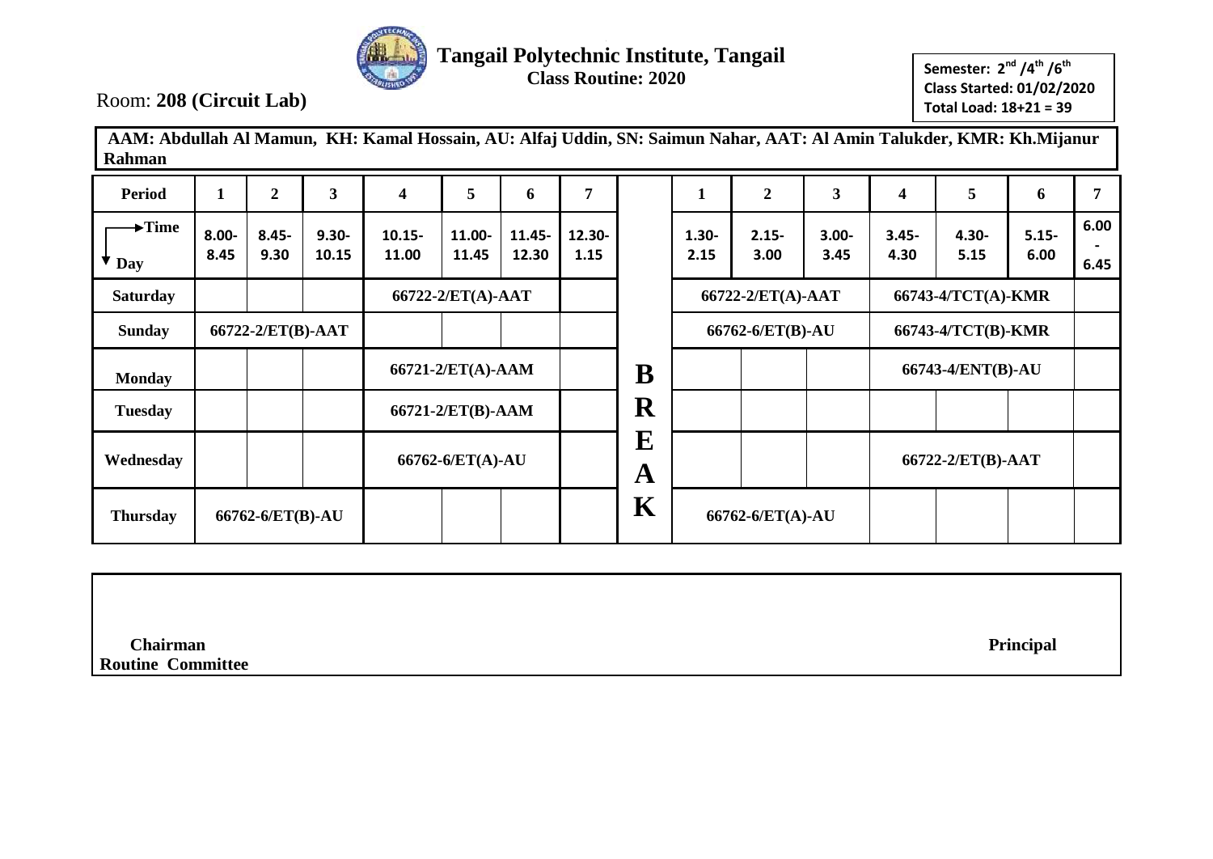# Tangail Polytechnic Institute, Tangail

**Class Routine: 2020**

Room: **208 (Circuit Lab)**

**Semester: 2nd /4th /6th**
**Class Started: 01/02/2020**
**Total Load: 18+21 = 39**

**AAM: Abdullah Al Mamun, KH: Kamal Hossain, AU: Alfaj Uddin, SN: Saimun Nahar, AAT: Al Amin Talukder, KMR: Kh.Mijanur Rahman**

| Period | 1 | 2 | 3 | 4 | 5 | 6 | 7 | | 1 | 2 | 3 | 4 | 5 | 6 | 7 |
|---|---|---|---|---|---|---|---|---|---|---|---|---|---|---|---|
| Time / Day | 8.00-8.45 | 8.45-9.30 | 9.30-10.15 | 10.15-11.00 | 11.00-11.45 | 11.45-12.30 | 12.30-1.15 | | 1.30-2.15 | 2.15-3.00 | 3.00-3.45 | 3.45-4.30 | 4.30-5.15 | 5.15-6.00 | 6.00-6.45 |
| Saturday | | | | 66722-2/ET(A)-AAT | | | | | 66722-2/ET(A)-AAT | | | 66743-4/TCT(A)-KMR | | | |
| Sunday | 66722-2/ET(B)-AAT | | | | | | | | 66762-6/ET(B)-AU | | | 66743-4/TCT(B)-KMR | | | |
| Monday | | | | 66721-2/ET(A)-AAM | | | | B | | | | 66743-4/ENT(B)-AU | | | |
| Tuesday | | | | 66721-2/ET(B)-AAM | | | | R | | | | | | | |
| Wednesday | | | | 66762-6/ET(A)-AU | | | | E A | | | | 66722-2/ET(B)-AAT | | | |
| Thursday | 66762-6/ET(B)-AU | | | | | | | K | 66762-6/ET(A)-AU | | | | | | |

**Chairman**
**Routine Committee**

**Principal**